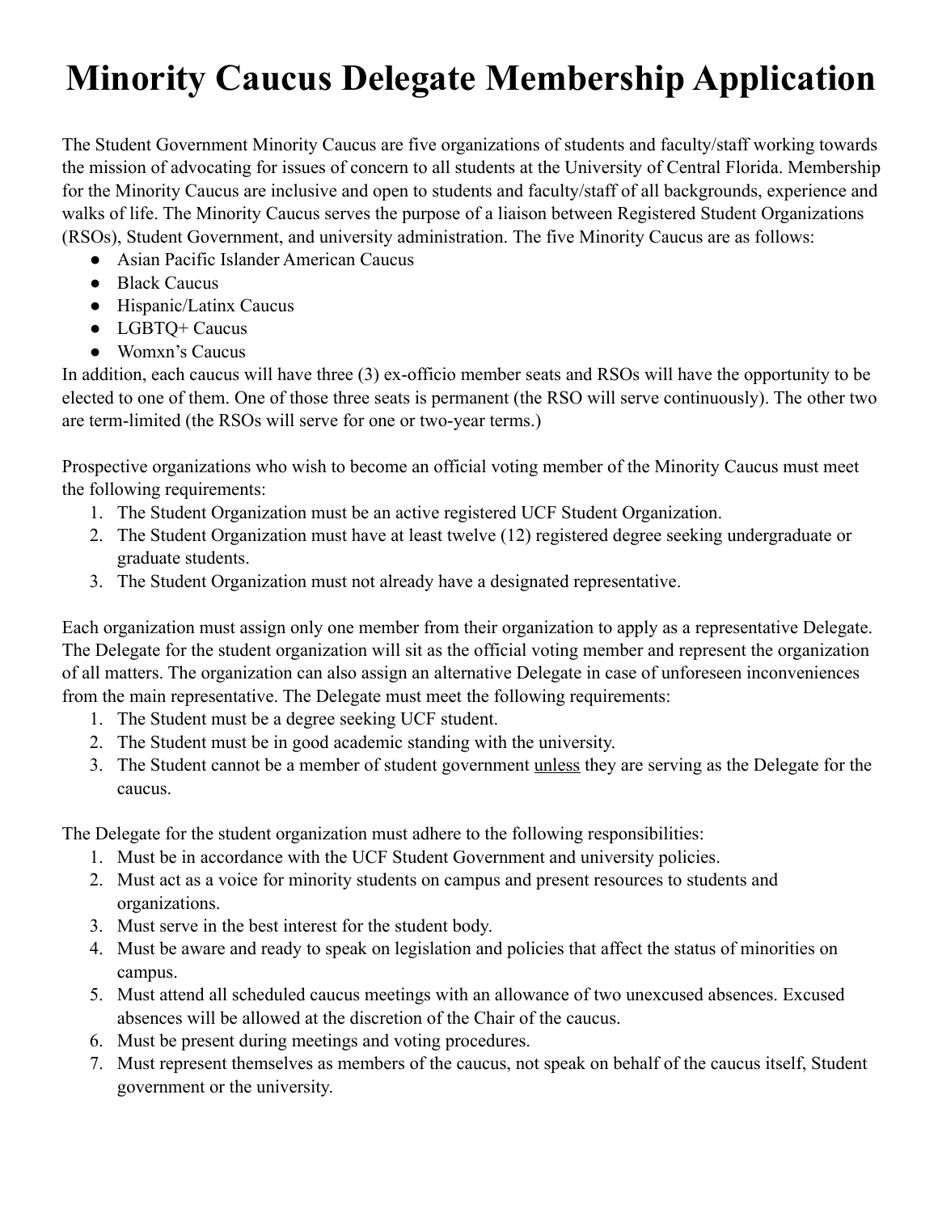# Minority Caucus Delegate Membership Application

The Student Government Minority Caucus are five organizations of students and faculty/staff working towards the mission of advocating for issues of concern to all students at the University of Central Florida. Membership for the Minority Caucus are inclusive and open to students and faculty/staff of all backgrounds, experience and walks of life. The Minority Caucus serves the purpose of a liaison between Registered Student Organizations (RSOs), Student Government, and university administration. The five Minority Caucus are as follows:

- Asian Pacific Islander American Caucus
- Black Caucus
- Hispanic/Latinx Caucus
- LGBTQ+ Caucus
- Womxn's Caucus

In addition, each caucus will have three (3) ex-officio member seats and RSOs will have the opportunity to be elected to one of them. One of those three seats is permanent (the RSO will serve continuously). The other two are term-limited (the RSOs will serve for one or two-year terms.)

Prospective organizations who wish to become an official voting member of the Minority Caucus must meet the following requirements:

1. The Student Organization must be an active registered UCF Student Organization.
2. The Student Organization must have at least twelve (12) registered degree seeking undergraduate or graduate students.
3. The Student Organization must not already have a designated representative.

Each organization must assign only one member from their organization to apply as a representative Delegate. The Delegate for the student organization will sit as the official voting member and represent the organization of all matters. The organization can also assign an alternative Delegate in case of unforeseen inconveniences from the main representative. The Delegate must meet the following requirements:

1. The Student must be a degree seeking UCF student.
2. The Student must be in good academic standing with the university.
3. The Student cannot be a member of student government <u>unless</u> they are serving as the Delegate for the caucus.

The Delegate for the student organization must adhere to the following responsibilities:

1. Must be in accordance with the UCF Student Government and university policies.
2. Must act as a voice for minority students on campus and present resources to students and organizations.
3. Must serve in the best interest for the student body.
4. Must be aware and ready to speak on legislation and policies that affect the status of minorities on campus.
5. Must attend all scheduled caucus meetings with an allowance of two unexcused absences. Excused absences will be allowed at the discretion of the Chair of the caucus.
6. Must be present during meetings and voting procedures.
7. Must represent themselves as members of the caucus, not speak on behalf of the caucus itself, Student government or the university.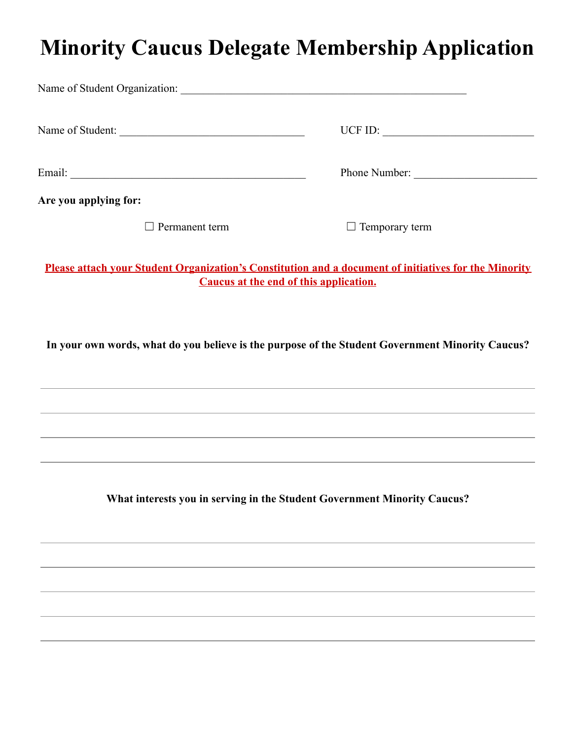# Minority Caucus Delegate Membership Application

Name of Student Organization: ____________________________________________________

Name of Student: __________________________________ UCF ID: ___________________________

Email: ___________________________________________ Phone Number: ______________________

**Are you applying for:**

☐ Permanent term ☐ Temporary term

**Please attach your Student Organization's Constitution and a document of initiatives for the Minority Caucus at the end of this application.**

**In your own words, what do you believe is the purpose of the Student Government Minority Caucus?**

_______________________________________________________________________________

_______________________________________________________________________________

_______________________________________________________________________________

_______________________________________________________________________________

**What interests you in serving in the Student Government Minority Caucus?**

_______________________________________________________________________________

_______________________________________________________________________________

_______________________________________________________________________________

_______________________________________________________________________________

_______________________________________________________________________________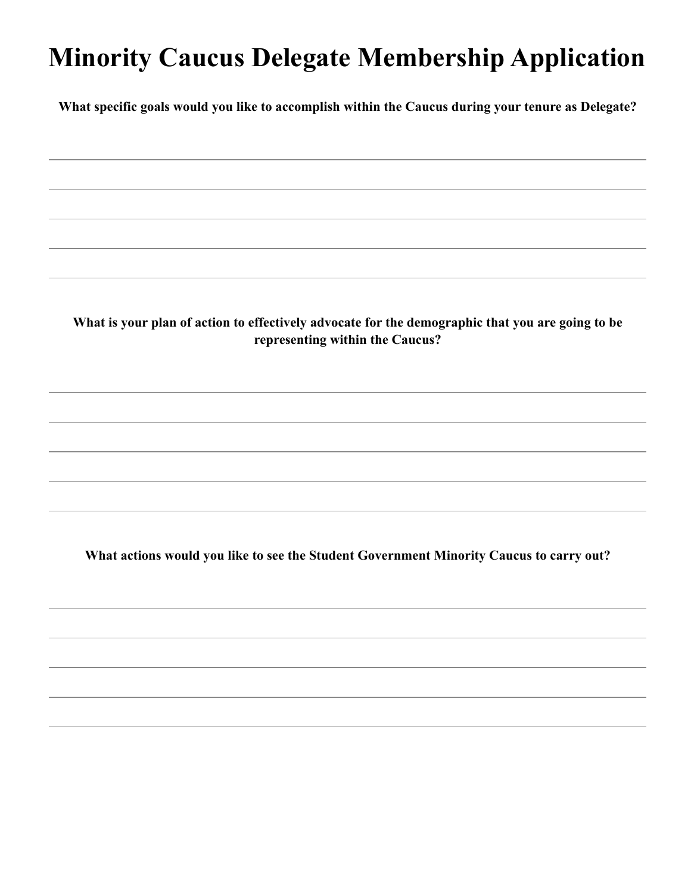# Minority Caucus Delegate Membership Application

**What specific goals would you like to accomplish within the Caucus during your tenure as Delegate?**

**What is your plan of action to effectively advocate for the demographic that you are going to be representing within the Caucus?**

**What actions would you like to see the Student Government Minority Caucus to carry out?**